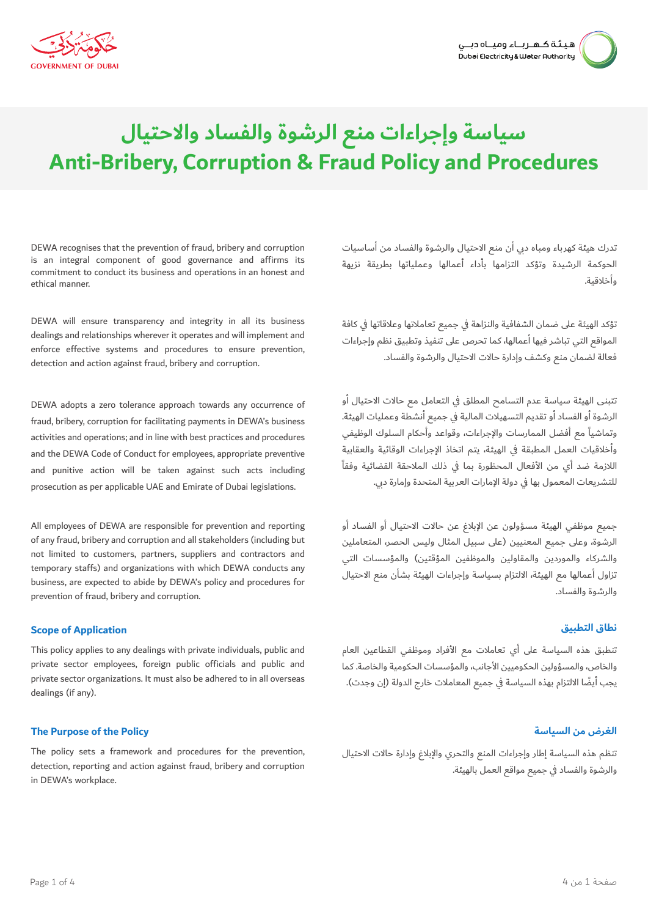# سياسة وإجراءات منع الرشوة والفساد والاحتيال
# Anti-Bribery, Corruption & Fraud Policy and Procedures

DEWA recognises that the prevention of fraud, bribery and corruption is an integral component of good governance and affirms its commitment to conduct its business and operations in an honest and ethical manner.

DEWA will ensure transparency and integrity in all its business dealings and relationships wherever it operates and will implement and enforce effective systems and procedures to ensure prevention, detection and action against fraud, bribery and corruption.

DEWA adopts a zero tolerance approach towards any occurrence of fraud, bribery, corruption for facilitating payments in DEWA's business activities and operations; and in line with best practices and procedures and the DEWA Code of Conduct for employees, appropriate preventive and punitive action will be taken against such acts including prosecution as per applicable UAE and Emirate of Dubai legislations.

All employees of DEWA are responsible for prevention and reporting of any fraud, bribery and corruption and all stakeholders (including but not limited to customers, partners, suppliers and contractors and temporary staffs) and organizations with which DEWA conducts any business, are expected to abide by DEWA's policy and procedures for prevention of fraud, bribery and corruption.

### Scope of Application

This policy applies to any dealings with private individuals, public and private sector employees, foreign public officials and public and private sector organizations. It must also be adhered to in all overseas dealings (if any).

### The Purpose of the Policy

The policy sets a framework and procedures for the prevention, detection, reporting and action against fraud, bribery and corruption in DEWA's workplace.

تدرك هيئة كهرباء ومياه دبي أن منع الاحتيال والرشوة والفساد من أساسيات الحوكمة الرشيدة وتؤكد التزامها بأداء أعمالها وعملياتها بطريقة نزيهة وأخلاقية.

تؤكد الهيئة على ضمان الشفافية والنزاهة في جميع تعاملاتها وعلاقاتها في كافة المواقع التي تباشر فيها أعمالها، كما تحرص على تنفيذ وتطبيق نظم وإجراءات فعالة لضمان منع وكشف وإدارة حالات الاحتيال والرشوة والفساد.

تتبنى الهيئة سياسة عدم التسامح المطلق في التعامل مع حالات الاحتيال أو الرشوة أو الفساد أو تقديم التسهيلات المالية في جميع أنشطة وعمليات الهيئة. وتماشياً مع أفضل الممارسات والإجراءات، وقواعد وأحكام السلوك الوظيفي وأخلاقيات العمل المطبقة في الهيئة، يتم اتخاذ الإجراءات الوقائية والعقابية اللازمة ضد أي من الأفعال المحظورة بما في ذلك الملاحقة القضائية وفقاً للتشريعات المعمول بها في دولة الإمارات العربية المتحدة وإمارة دبي.

جميع موظفي الهيئة مسؤولون عن الإبلاغ عن حالات الاحتيال أو الفساد أو الرشوة، وعلى جميع المعنيين (على سبيل المثال وليس الحصر، المتعاملين والشركاء والموردين والمقاولين والموظفين المؤقتين) والمؤسسات التي تزاول أعمالها مع الهيئة، الالتزام بسياسة وإجراءات الهيئة بشأن منع الاحتيال والرشوة والفساد.

### نطاق التطبيق

تنطبق هذه السياسة على أي تعاملات مع الأفراد وموظفي القطاعين العام والخاص، والمسؤولين الحكوميين الأجانب، والمؤسسات الحكومية والخاصة. كما يجب أيضًا الالتزام بهذه السياسة في جميع المعاملات خارج الدولة (إن وجدت).

### الغرض من السياسة

تنظم هذه السياسة إطار إجراءات المنع والتحري والإبلاغ وإدارة حالات الاحتيال والرشوة والفساد في جميع مواقع العمل بالهيئة.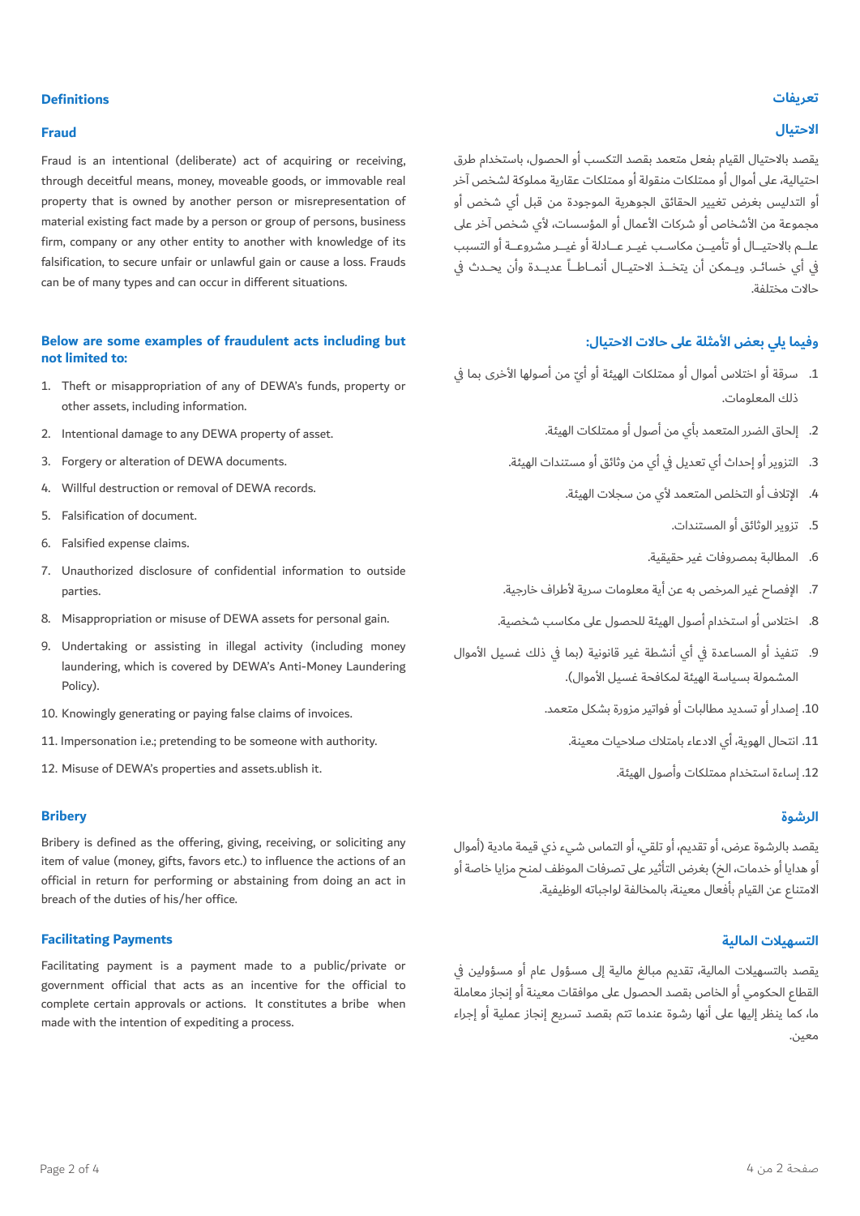## Definitions

### Fraud

Fraud is an intentional (deliberate) act of acquiring or receiving, through deceitful means, money, moveable goods, or immovable real property that is owned by another person or misrepresentation of material existing fact made by a person or group of persons, business firm, company or any other entity to another with knowledge of its falsification, to secure unfair or unlawful gain or cause a loss. Frauds can be of many types and can occur in different situations.

### Below are some examples of fraudulent acts including but not limited to:

1. Theft or misappropriation of any of DEWA's funds, property or other assets, including information.
2. Intentional damage to any DEWA property of asset.
3. Forgery or alteration of DEWA documents.
4. Willful destruction or removal of DEWA records.
5. Falsification of document.
6. Falsified expense claims.
7. Unauthorized disclosure of confidential information to outside parties.
8. Misappropriation or misuse of DEWA assets for personal gain.
9. Undertaking or assisting in illegal activity (including money laundering, which is covered by DEWA's Anti-Money Laundering Policy).
10. Knowingly generating or paying false claims of invoices.
11. Impersonation i.e.; pretending to be someone with authority.
12. Misuse of DEWA's properties and assets.ublish it.

### Bribery

Bribery is defined as the offering, giving, receiving, or soliciting any item of value (money, gifts, favors etc.) to influence the actions of an official in return for performing or abstaining from doing an act in breach of the duties of his/her office.

### Facilitating Payments

Facilitating payment is a payment made to a public/private or government official that acts as an incentive for the official to complete certain approvals or actions. It constitutes a bribe when made with the intention of expediting a process.

## تعريفات

### الاحتيال

يقصد بالاحتيال القيام بفعل متعمد بقصد التكسب أو الحصول، باستخدام طرق احتيالية، على أموال أو ممتلكات منقولة أو ممتلكات عقارية مملوكة لشخص آخر أو التدليس بغرض تغيير الحقائق الجوهرية الموجودة من قبل أي شخص أو مجموعة من الأشخاص أو شركات الأعمال أو المؤسسات، لأي شخص آخر على علم بالاحتيال أو تأمين مكاسب غير عادلة أو غير مشروعة أو التسبب في أي خسائر. ويمكن أن يتخذ الاحتيال أنماطاً عديدة وأن يحدث في حالات مختلفة.

### وفيما يلي بعض الأمثلة على حالات الاحتيال:

1. سرقة أو اختلاس أموال أو ممتلكات الهيئة أو أيٍ من أصولها الأخرى بما في ذلك المعلومات.
2. إلحاق الضرر المتعمد بأي من أصول أو ممتلكات الهيئة.
3. التزوير أو إحداث أي تعديل في أي من وثائق أو مستندات الهيئة.
4. الإتلاف أو التخلص المتعمد لأي من سجلات الهيئة.
5. تزوير الوثائق أو المستندات.
6. المطالبة بمصروفات غير حقيقية.
7. الإفصاح غير المرخص به عن أية معلومات سرية لأطراف خارجية.
8. اختلاس أو استخدام أصول الهيئة للحصول على مكاسب شخصية.
9. تنفيذ أو المساعدة في أي أنشطة غير قانونية (بما في ذلك غسيل الأموال المشمولة بسياسة الهيئة لمكافحة غسيل الأموال).
10. إصدار أو تسديد مطالبات أو فواتير مزورة بشكل متعمد.
11. انتحال الهوية، أي الادعاء بامتلاك صلاحيات معينة.
12. إساءة استخدام ممتلكات وأصول الهيئة.

### الرشوة

يقصد بالرشوة عرض، أو تقديم، أو تلقي، أو التماس شيء ذي قيمة مادية (أموال أو هدايا أو خدمات، الخ) بغرض التأثير على تصرفات الموظف لمنح مزايا خاصة أو الامتناع عن القيام بأفعال معينة، بالمخالفة لواجباته الوظيفية.

### التسهيلات المالية

يقصد بالتسهيلات المالية، تقديم مبالغ مالية إلى مسؤول عام أو مسؤولين في القطاع الحكومي أو الخاص بقصد الحصول على موافقات معينة أو إنجاز معاملة ما، كما ينظر إليها على أنها رشوة عندما تتم بقصد تسريع إنجاز عملية أو إجراء معين.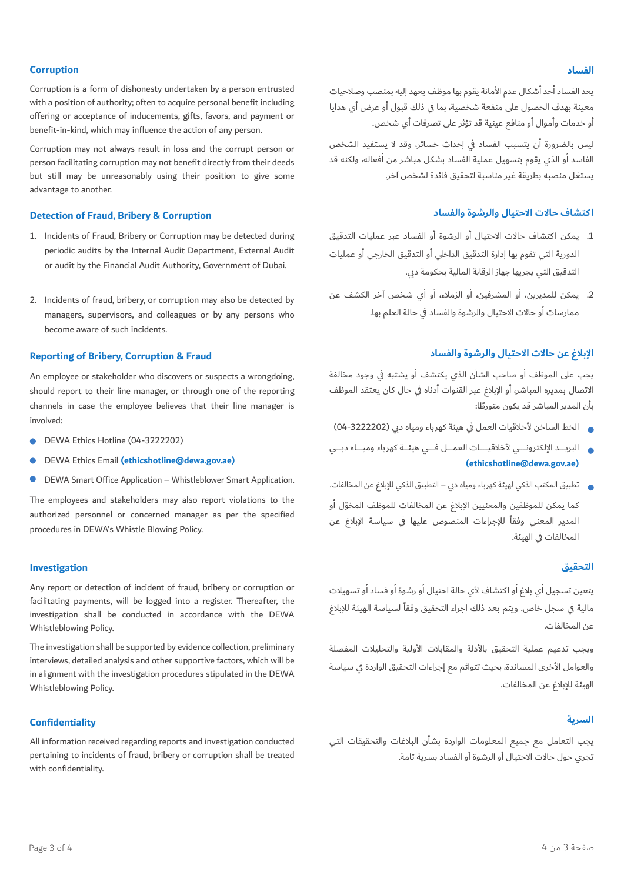## Corruption

Corruption is a form of dishonesty undertaken by a person entrusted with a position of authority; often to acquire personal benefit including offering or acceptance of inducements, gifts, favors, and payment or benefit-in-kind, which may influence the action of any person.

Corruption may not always result in loss and the corrupt person or person facilitating corruption may not benefit directly from their deeds but still may be unreasonably using their position to give some advantage to another.

## Detection of Fraud, Bribery & Corruption

1. Incidents of Fraud, Bribery or Corruption may be detected during periodic audits by the Internal Audit Department, External Audit or audit by the Financial Audit Authority, Government of Dubai.

2. Incidents of fraud, bribery, or corruption may also be detected by managers, supervisors, and colleagues or by any persons who become aware of such incidents.

## Reporting of Bribery, Corruption & Fraud

An employee or stakeholder who discovers or suspects a wrongdoing, should report to their line manager, or through one of the reporting channels in case the employee believes that their line manager is involved:

- DEWA Ethics Hotline (04-3222202)
- DEWA Ethics Email **(ethicshotline@dewa.gov.ae)**
- DEWA Smart Office Application – Whistleblower Smart Application.

The employees and stakeholders may also report violations to the authorized personnel or concerned manager as per the specified procedures in DEWA's Whistle Blowing Policy.

## Investigation

Any report or detection of incident of fraud, bribery or corruption or facilitating payments, will be logged into a register. Thereafter, the investigation shall be conducted in accordance with the DEWA Whistleblowing Policy.

The investigation shall be supported by evidence collection, preliminary interviews, detailed analysis and other supportive factors, which will be in alignment with the investigation procedures stipulated in the DEWA Whistleblowing Policy.

## Confidentiality

All information received regarding reports and investigation conducted pertaining to incidents of fraud, bribery or corruption shall be treated with confidentiality.

## الفساد

يعد الفساد أحد أشكال عدم الأمانة يقوم بها موظف يعهد إليه بمنصب وصلاحيات معينة بهدف الحصول على منفعة شخصية، بما في ذلك قبول أو عرض أي هدايا أو خدمات وأموال أو منافع عينية قد تؤثر على تصرفات أي شخص.

ليس بالضرورة أن يتسبب الفساد في إحداث خسائر، وقد لا يستفيد الشخص الفاسد أو الذي يقوم بتسهيل عملية الفساد بشكل مباشر من أفعاله، ولكنه قد يستغل منصبه بطريقة غير مناسبة لتحقيق فائدة لشخص آخر.

## اكتشاف حالات الاحتيال والرشوة والفساد

1. يمكن اكتشاف حالات الاحتيال أو الرشوة أو الفساد عبر عمليات التدقيق الدورية التي تقوم بها إدارة التدقيق الداخلي أو التدقيق الخارجي أو عمليات التدقيق التي يجريها جهاز الرقابة المالية بحكومة دبي.

2. يمكن للمديرين، أو المشرفين، أو الزملاء، أو أي شخص آخر الكشف عن ممارسات أو حالات الاحتيال والرشوة والفساد في حالة العلم بها.

## الإبلاغ عن حالات الاحتيال والرشوة والفساد

يجب على الموظف أو صاحب الشأن الذي يكتشف أو يشتبه في وجود مخالفة الاتصال بمديره المباشر، أو الإبلاغ عبر القنوات أدناه في حال كان يعتقد الموظف بأن المدير المباشر قد يكون متورطًا:

- الخط الساخن لأخلاقيات العمل في هيئة كهرباء ومياه دبي (04-3222202)
- البريد الإلكتروني لأخلاقيات العمل في هيئة كهرباء ومياه دبي **(ethicshotline@dewa.gov.ae)**
- تطبيق المكتب الذكي لهيئة كهرباء ومياه دبي – التطبيق الذكي للإبلاغ عن المخالفات.

كما يمكن للموظفين والمعنيين الإبلاغ عن المخالفات للموظف المخوّل أو المدير المعني وفقاً للإجراءات المنصوص عليها في سياسة الإبلاغ عن المخالفات في الهيئة.

## التحقيق

يتعين تسجيل أي بلاغ أو اكتشاف لأي حالة احتيال أو رشوة أو فساد أو تسهيلات مالية في سجل خاص. ويتم بعد ذلك إجراء التحقيق وفقاً لسياسة الهيئة للإبلاغ عن المخالفات.

ويجب تدعيم عملية التحقيق بالأدلة والمقابلات الأولية والتحليلات المفصلة والعوامل الأخرى المساندة، بحيث تتوائم مع إجراءات التحقيق الواردة في سياسة الهيئة للإبلاغ عن المخالفات.

## السرية

يجب التعامل مع جميع المعلومات الواردة بشأن البلاغات والتحقيقات التي تجري حول حالات الاحتيال أو الرشوة أو الفساد بسرية تامة.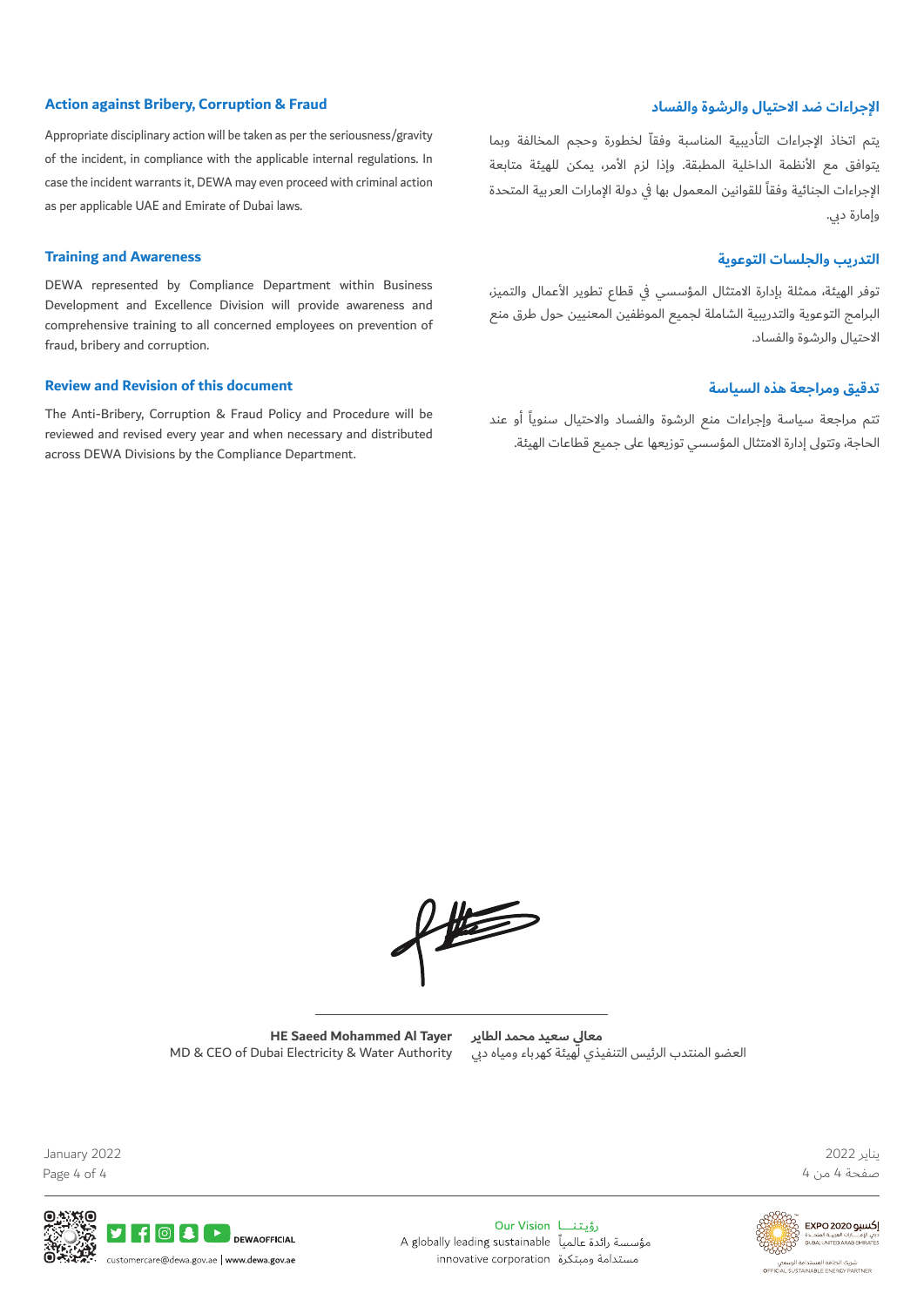## Action against Bribery, Corruption & Fraud

Appropriate disciplinary action will be taken as per the seriousness/gravity of the incident, in compliance with the applicable internal regulations. In case the incident warrants it, DEWA may even proceed with criminal action as per applicable UAE and Emirate of Dubai laws.

## Training and Awareness

DEWA represented by Compliance Department within Business Development and Excellence Division will provide awareness and comprehensive training to all concerned employees on prevention of fraud, bribery and corruption.

## Review and Revision of this document

The Anti-Bribery, Corruption & Fraud Policy and Procedure will be reviewed and revised every year and when necessary and distributed across DEWA Divisions by the Compliance Department.

## الإجراءات ضد الاحتيال والرشوة والفساد

يتم اتخاذ الإجراءات التأديبية المناسبة وفقاً لخطورة وحجم المخالفة وبما يتوافق مع الأنظمة الداخلية المطبقة. وإذا لزم الأمر، يمكن للهيئة متابعة الإجراءات الجنائية وفقاً للقوانين المعمول بها في دولة الإمارات العربية المتحدة وإمارة دبي.

## التدريب والجلسات التوعوية

توفر الهيئة، ممثلة بإدارة الامتثال المؤسسي في قطاع تطوير الأعمال والتميز، البرامج التوعوية والتدريبية الشاملة لجميع الموظفين المعنيين حول طرق منع الاحتيال والرشوة والفساد.

## تدقيق ومراجعة هذه السياسة

تتم مراجعة سياسة وإجراءات منع الرشوة والفساد والاحتيال سنوياً أو عند الحاجة، وتتولى إدارة الامتثال المؤسسي توزيعها على جميع قطاعات الهيئة.

**HE Saeed Mohammed Al Tayer**
MD & CEO of Dubai Electricity & Water Authority

**معالي سعيد محمد الطاير**
العضو المنتدب الرئيس التنفيذي لهيئة كهرباء ومياه دبي

January 2022

يناير 2022

DEWAOFFICIAL
customercare@dewa.gov.ae | www.dewa.gov.ae

Our Vision رؤيتنا
A globally leading sustainable innovative corporation
مؤسسة رائدة عالمياً مستدامة ومبتكرة

EXPO 2020 إكسبو
DUBAI, UNITED ARAB EMIRATES دبي، الإمارات العربية المتحدة
شريك الطاقة المستدامة الرسمي
OFFICIAL SUSTAINABLE ENERGY PARTNER